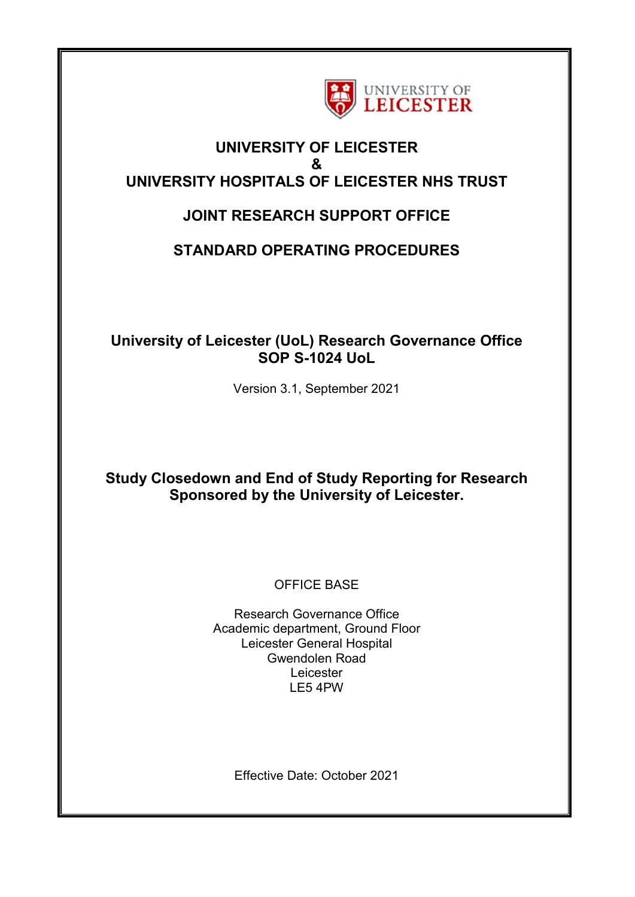UNIVERSITY OF LEICESTER

# UNIVERSITY OF LEICESTER
# &
# UNIVERSITY HOSPITALS OF LEICESTER NHS TRUST

## JOINT RESEARCH SUPPORT OFFICE

## STANDARD OPERATING PROCEDURES

**University of Leicester (UoL) Research Governance Office**
**SOP S-1024 UoL**

Version 3.1, September 2021

**Study Closedown and End of Study Reporting for Research Sponsored by the University of Leicester.**

OFFICE BASE

Research Governance Office
Academic department, Ground Floor
Leicester General Hospital
Gwendolen Road
Leicester
LE5 4PW

Effective Date: October 2021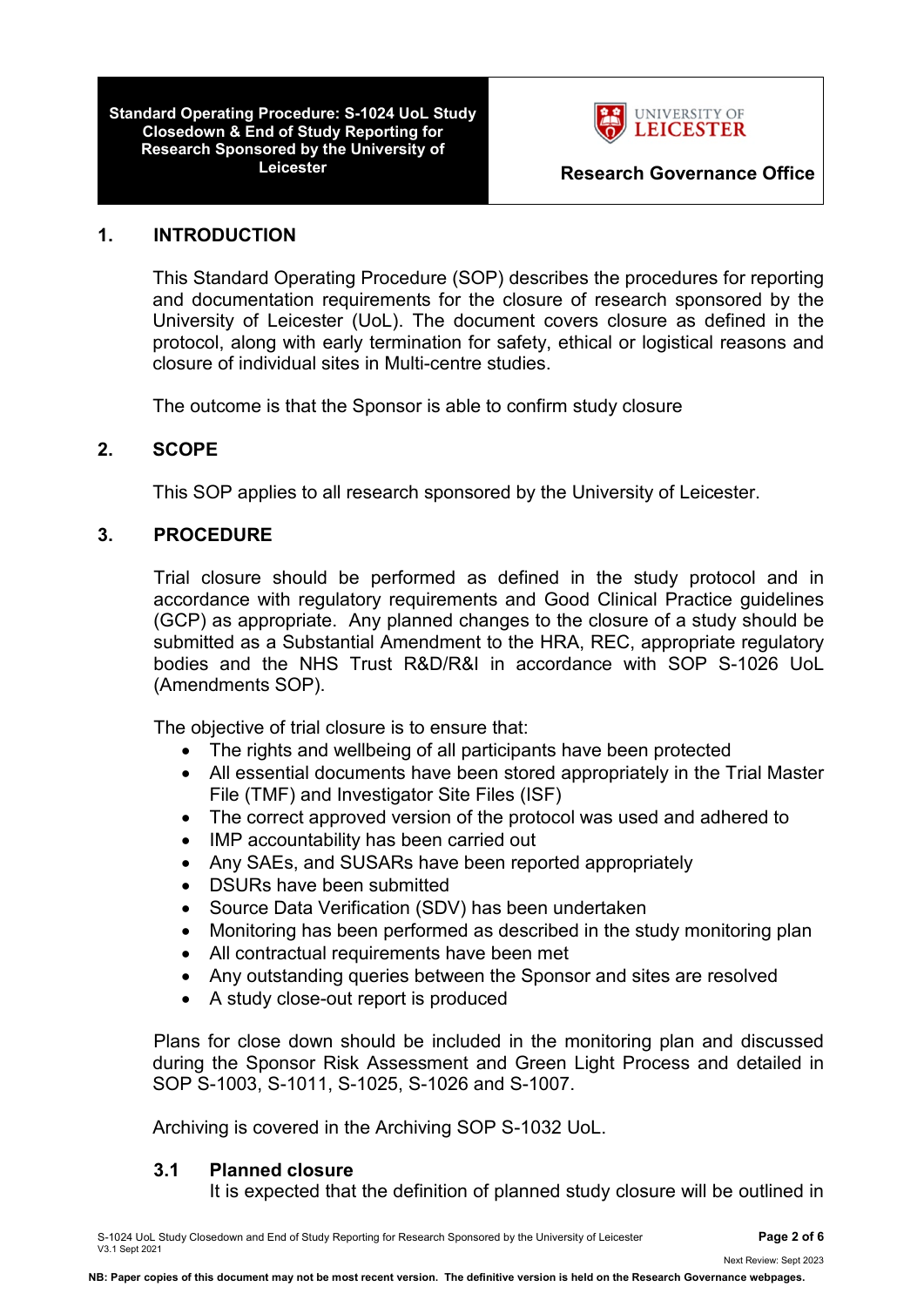## 1. INTRODUCTION

This Standard Operating Procedure (SOP) describes the procedures for reporting and documentation requirements for the closure of research sponsored by the University of Leicester (UoL). The document covers closure as defined in the protocol, along with early termination for safety, ethical or logistical reasons and closure of individual sites in Multi-centre studies.

The outcome is that the Sponsor is able to confirm study closure

## 2. SCOPE

This SOP applies to all research sponsored by the University of Leicester.

## 3. PROCEDURE

Trial closure should be performed as defined in the study protocol and in accordance with regulatory requirements and Good Clinical Practice guidelines (GCP) as appropriate. Any planned changes to the closure of a study should be submitted as a Substantial Amendment to the HRA, REC, appropriate regulatory bodies and the NHS Trust R&D/R&I in accordance with SOP S-1026 UoL (Amendments SOP).

The objective of trial closure is to ensure that:

- The rights and wellbeing of all participants have been protected
- All essential documents have been stored appropriately in the Trial Master File (TMF) and Investigator Site Files (ISF)
- The correct approved version of the protocol was used and adhered to
- IMP accountability has been carried out
- Any SAEs, and SUSARs have been reported appropriately
- DSURs have been submitted
- Source Data Verification (SDV) has been undertaken
- Monitoring has been performed as described in the study monitoring plan
- All contractual requirements have been met
- Any outstanding queries between the Sponsor and sites are resolved
- A study close-out report is produced

Plans for close down should be included in the monitoring plan and discussed during the Sponsor Risk Assessment and Green Light Process and detailed in SOP S-1003, S-1011, S-1025, S-1026 and S-1007.

Archiving is covered in the Archiving SOP S-1032 UoL.

### 3.1 Planned closure

It is expected that the definition of planned study closure will be outlined in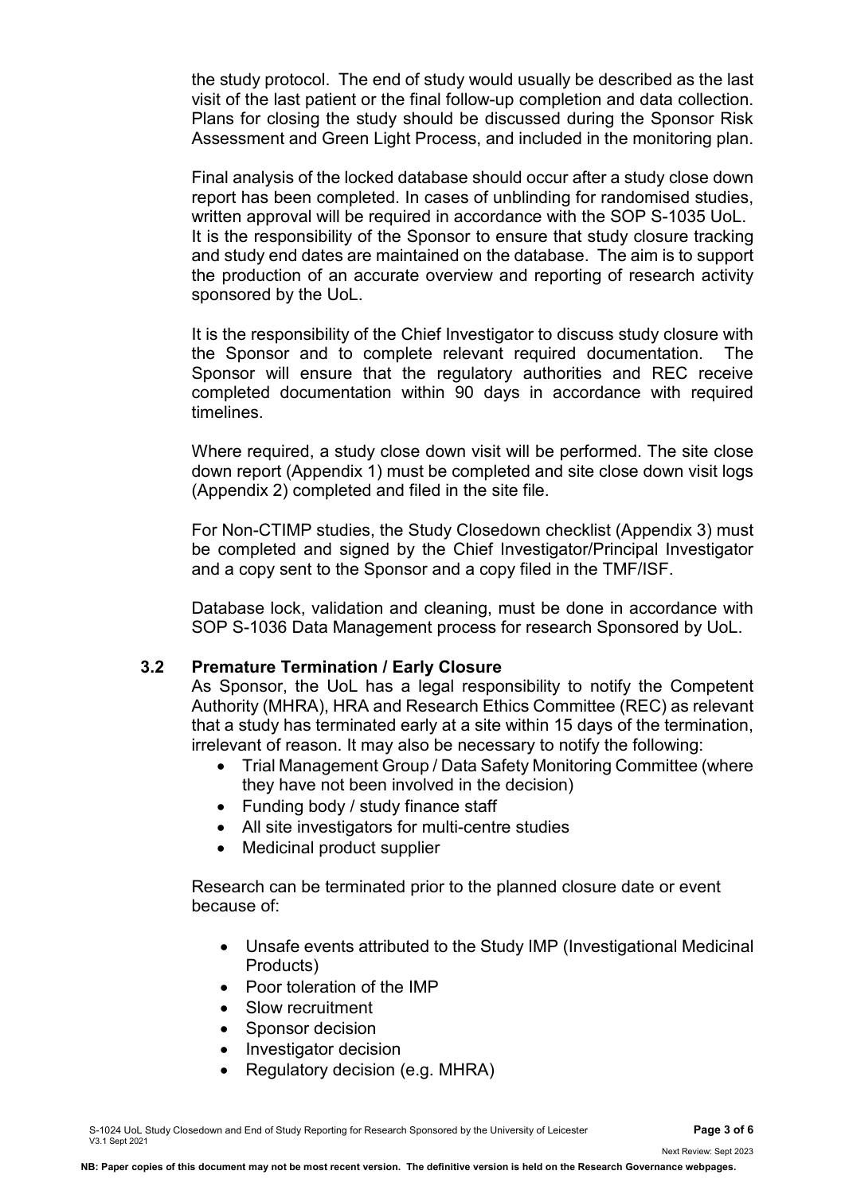the study protocol. The end of study would usually be described as the last visit of the last patient or the final follow-up completion and data collection. Plans for closing the study should be discussed during the Sponsor Risk Assessment and Green Light Process, and included in the monitoring plan.

Final analysis of the locked database should occur after a study close down report has been completed. In cases of unblinding for randomised studies, written approval will be required in accordance with the SOP S-1035 UoL. It is the responsibility of the Sponsor to ensure that study closure tracking and study end dates are maintained on the database. The aim is to support the production of an accurate overview and reporting of research activity sponsored by the UoL.

It is the responsibility of the Chief Investigator to discuss study closure with the Sponsor and to complete relevant required documentation. The Sponsor will ensure that the regulatory authorities and REC receive completed documentation within 90 days in accordance with required timelines.

Where required, a study close down visit will be performed. The site close down report (Appendix 1) must be completed and site close down visit logs (Appendix 2) completed and filed in the site file.

For Non-CTIMP studies, the Study Closedown checklist (Appendix 3) must be completed and signed by the Chief Investigator/Principal Investigator and a copy sent to the Sponsor and a copy filed in the TMF/ISF.

Database lock, validation and cleaning, must be done in accordance with SOP S-1036 Data Management process for research Sponsored by UoL.

### 3.2 Premature Termination / Early Closure

As Sponsor, the UoL has a legal responsibility to notify the Competent Authority (MHRA), HRA and Research Ethics Committee (REC) as relevant that a study has terminated early at a site within 15 days of the termination, irrelevant of reason. It may also be necessary to notify the following:

- Trial Management Group / Data Safety Monitoring Committee (where they have not been involved in the decision)
- Funding body / study finance staff
- All site investigators for multi-centre studies
- Medicinal product supplier

Research can be terminated prior to the planned closure date or event because of:

- Unsafe events attributed to the Study IMP (Investigational Medicinal Products)
- Poor toleration of the IMP
- Slow recruitment
- Sponsor decision
- Investigator decision
- Regulatory decision (e.g. MHRA)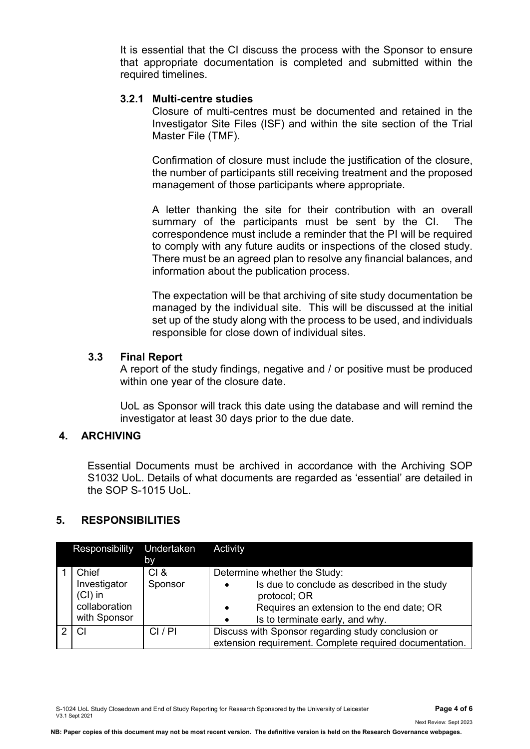It is essential that the CI discuss the process with the Sponsor to ensure that appropriate documentation is completed and submitted within the required timelines.

#### 3.2.1 Multi-centre studies

Closure of multi-centres must be documented and retained in the Investigator Site Files (ISF) and within the site section of the Trial Master File (TMF).

Confirmation of closure must include the justification of the closure, the number of participants still receiving treatment and the proposed management of those participants where appropriate.

A letter thanking the site for their contribution with an overall summary of the participants must be sent by the CI. The correspondence must include a reminder that the PI will be required to comply with any future audits or inspections of the closed study. There must be an agreed plan to resolve any financial balances, and information about the publication process.

The expectation will be that archiving of site study documentation be managed by the individual site. This will be discussed at the initial set up of the study along with the process to be used, and individuals responsible for close down of individual sites.

### 3.3 Final Report

A report of the study findings, negative and / or positive must be produced within one year of the closure date.

UoL as Sponsor will track this date using the database and will remind the investigator at least 30 days prior to the due date.

## 4. ARCHIVING

Essential Documents must be archived in accordance with the Archiving SOP S1032 UoL. Details of what documents are regarded as 'essential' are detailed in the SOP S-1015 UoL.

## 5. RESPONSIBILITIES

| | Responsibility | Undertaken by | Activity |
|---|---|---|---|
| 1 | Chief Investigator (CI) in collaboration with Sponsor | CI & Sponsor | Determine whether the Study:<br>• Is due to conclude as described in the study protocol; OR<br>• Requires an extension to the end date; OR<br>• Is to terminate early, and why. |
| 2 | CI | CI / PI | Discuss with Sponsor regarding study conclusion or extension requirement. Complete required documentation. |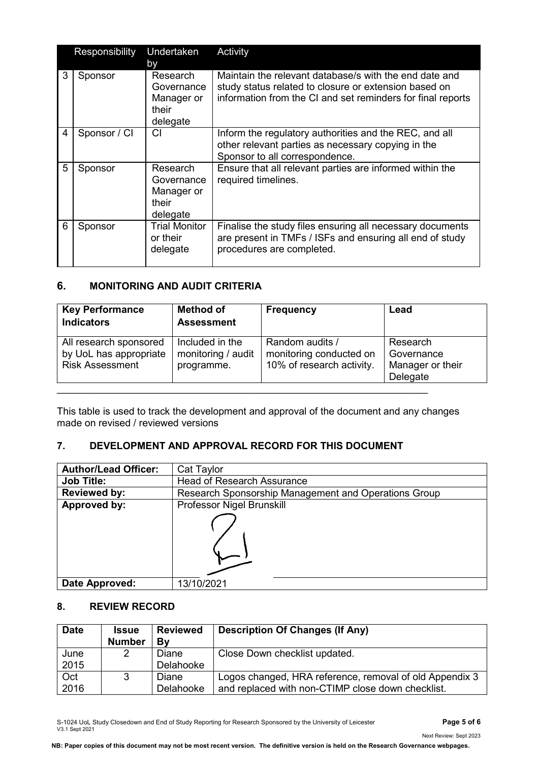| | Responsibility | Undertaken by | Activity |
|---|---|---|---|
| 3 | Sponsor | Research Governance Manager or their delegate | Maintain the relevant database/s with the end date and study status related to closure or extension based on information from the CI and set reminders for final reports |
| 4 | Sponsor / CI | CI | Inform the regulatory authorities and the REC, and all other relevant parties as necessary copying in the Sponsor to all correspondence. |
| 5 | Sponsor | Research Governance Manager or their delegate | Ensure that all relevant parties are informed within the required timelines. |
| 6 | Sponsor | Trial Monitor or their delegate | Finalise the study files ensuring all necessary documents are present in TMFs / ISFs and ensuring all end of study procedures are completed. |

## 6. MONITORING AND AUDIT CRITERIA

| Key Performance Indicators | Method of Assessment | Frequency | Lead |
|---|---|---|---|
| All research sponsored by UoL has appropriate Risk Assessment | Included in the monitoring / audit programme. | Random audits / monitoring conducted on 10% of research activity. | Research Governance Manager or their Delegate |

This table is used to track the development and approval of the document and any changes made on revised / reviewed versions

## 7. DEVELOPMENT AND APPROVAL RECORD FOR THIS DOCUMENT

| | |
|---|---|
| **Author/Lead Officer:** | Cat Taylor |
| **Job Title:** | Head of Research Assurance |
| **Reviewed by:** | Research Sponsorship Management and Operations Group |
| **Approved by:** | Professor Nigel Brunskill |
| **Date Approved:** | 13/10/2021 |

## 8. REVIEW RECORD

| Date | Issue Number | Reviewed By | Description Of Changes (If Any) |
|---|---|---|---|
| June 2015 | 2 | Diane Delahooke | Close Down checklist updated. |
| Oct 2016 | 3 | Diane Delahooke | Logos changed, HRA reference, removal of old Appendix 3 and replaced with non-CTIMP close down checklist. |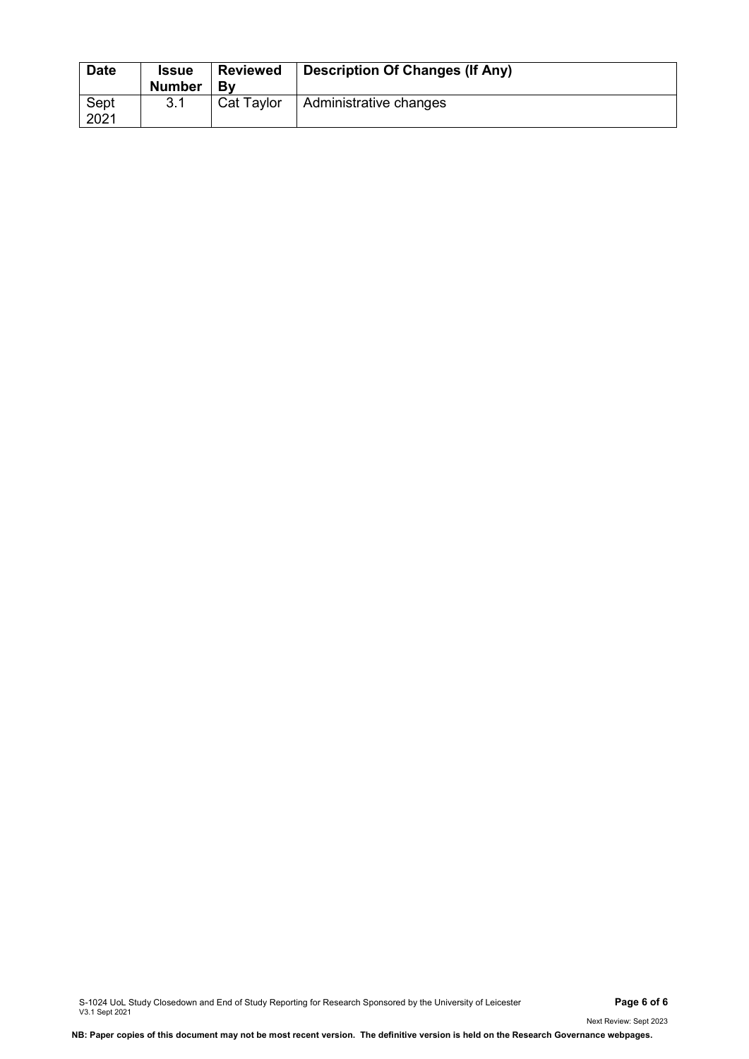| Date | Issue Number | Reviewed By | Description Of Changes (If Any) |
| --- | --- | --- | --- |
| Sept 2021 | 3.1 | Cat Taylor | Administrative changes |